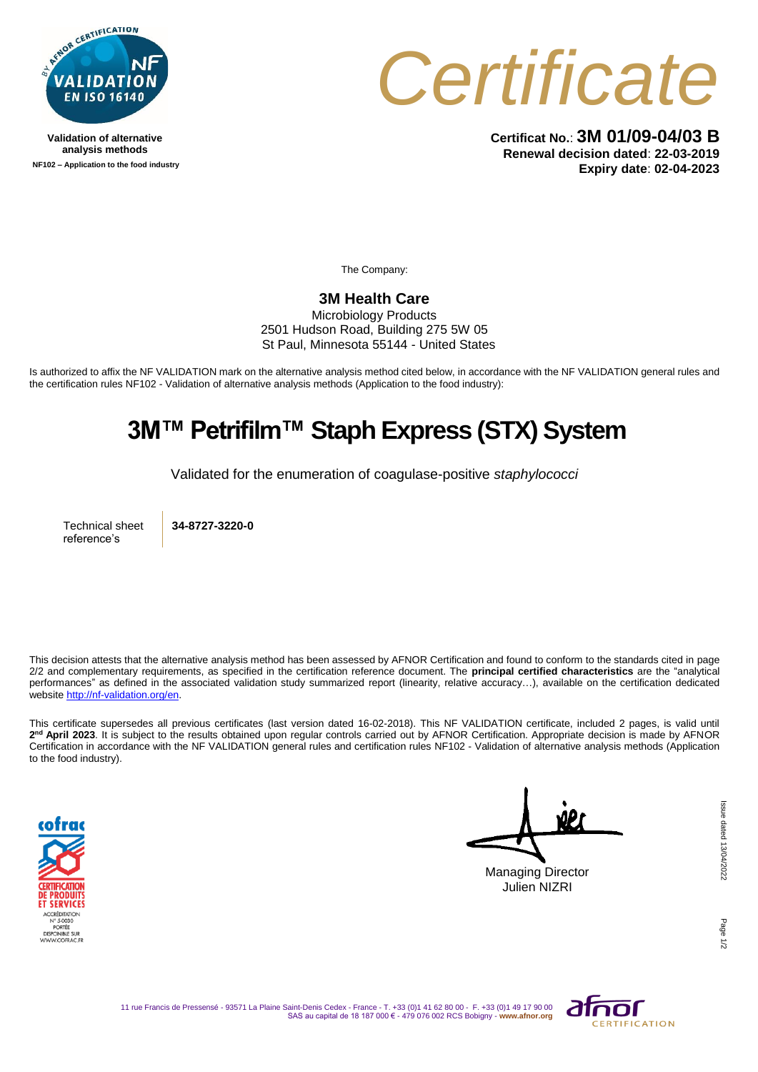Validation of alternative analysis methods

NF102 – Application to the food industry

# Certificate

**Certificat No.**: **3M 01/09-04/03 B**
**Renewal decision dated**: **22-03-2019**
**Expiry date**: **02-04-2023**

The Company:

**3M Health Care**
Microbiology Products
2501 Hudson Road, Building 275 5W 05
St Paul, Minnesota 55144 - United States

Is authorized to affix the NF VALIDATION mark on the alternative analysis method cited below, in accordance with the NF VALIDATION general rules and the certification rules NF102 - Validation of alternative analysis methods (Application to the food industry):

## 3M™ Petrifilm™ Staph Express (STX) System

Validated for the enumeration of coagulase-positive *staphylococci*

| Technical sheet reference's | **34-8727-3220-0** |
|---|---|

This decision attests that the alternative analysis method has been assessed by AFNOR Certification and found to conform to the standards cited in page 2/2 and complementary requirements, as specified in the certification reference document. The **principal certified characteristics** are the "analytical performances" as defined in the associated validation study summarized report (linearity, relative accuracy…), available on the certification dedicated website http://nf-validation.org/en.

This certificate supersedes all previous certificates (last version dated 16-02-2018). This NF VALIDATION certificate, included 2 pages, is valid until **2nd April 2023**. It is subject to the results obtained upon regular controls carried out by AFNOR Certification. Appropriate decision is made by AFNOR Certification in accordance with the NF VALIDATION general rules and certification rules NF102 - Validation of alternative analysis methods (Application to the food industry).

Managing Director
Julien NIZRI

Issue dated 13/04/2022

11 rue Francis de Pressensé - 93571 La Plaine Saint-Denis Cedex - France - T. +33 (0)1 41 62 80 00 - F. +33 (0)1 49 17 90 00
SAS au capital de 18 187 000 € - 479 076 002 RCS Bobigny - **www.afnor.org**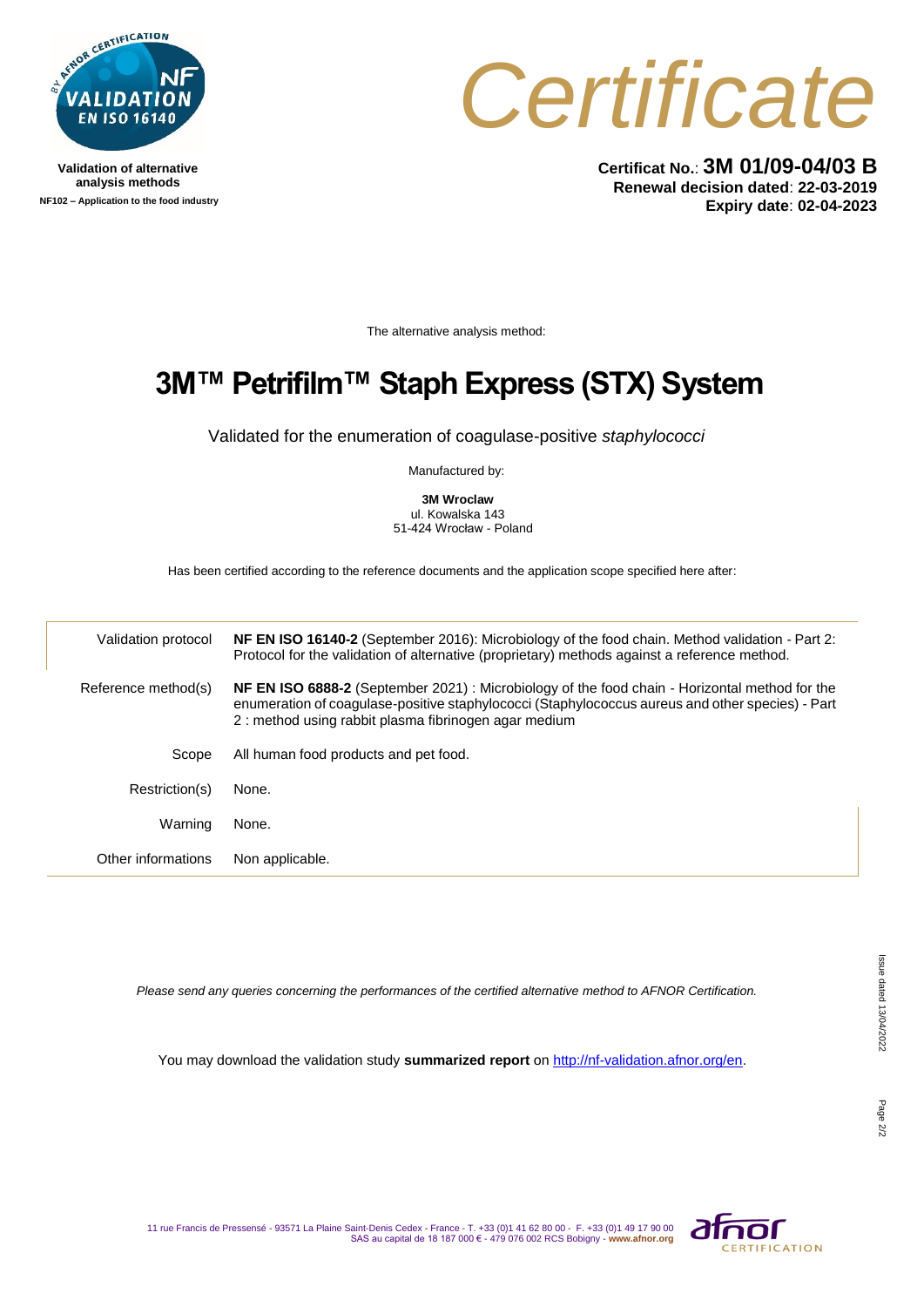Validation of alternative analysis methods
**NF102 – Application to the food industry**

# Certificate

**Certificat No.**: **3M 01/09-04/03 B**
**Renewal decision dated**: **22-03-2019**
**Expiry date**: **02-04-2023**

The alternative analysis method:

# 3M™ Petrifilm™ Staph Express (STX) System

Validated for the enumeration of coagulase-positive *staphylococci*

Manufactured by:

**3M Wroclaw**
ul. Kowalska 143
51-424 Wrocław - Poland

Has been certified according to the reference documents and the application scope specified here after:

| | |
|---|---|
| Validation protocol | **NF EN ISO 16140-2** (September 2016): Microbiology of the food chain. Method validation - Part 2: Protocol for the validation of alternative (proprietary) methods against a reference method. |
| Reference method(s) | **NF EN ISO 6888-2** (September 2021) : Microbiology of the food chain - Horizontal method for the enumeration of coagulase-positive staphylococci (Staphylococcus aureus and other species) - Part 2 : method using rabbit plasma fibrinogen agar medium |
| Scope | All human food products and pet food. |
| Restriction(s) | None. |
| Warning | None. |
| Other informations | Non applicable. |

*Please send any queries concerning the performances of the certified alternative method to AFNOR Certification.*

You may download the validation study **summarized report** on http://nf-validation.afnor.org/en.

Issue dated 13/04/2022

11 rue Francis de Pressensé - 93571 La Plaine Saint-Denis Cedex - France - T. +33 (0)1 41 62 80 00 - F. +33 (0)1 49 17 90 00
SAS au capital de 18 187 000 € - 479 076 002 RCS Bobigny - **www.afnor.org**